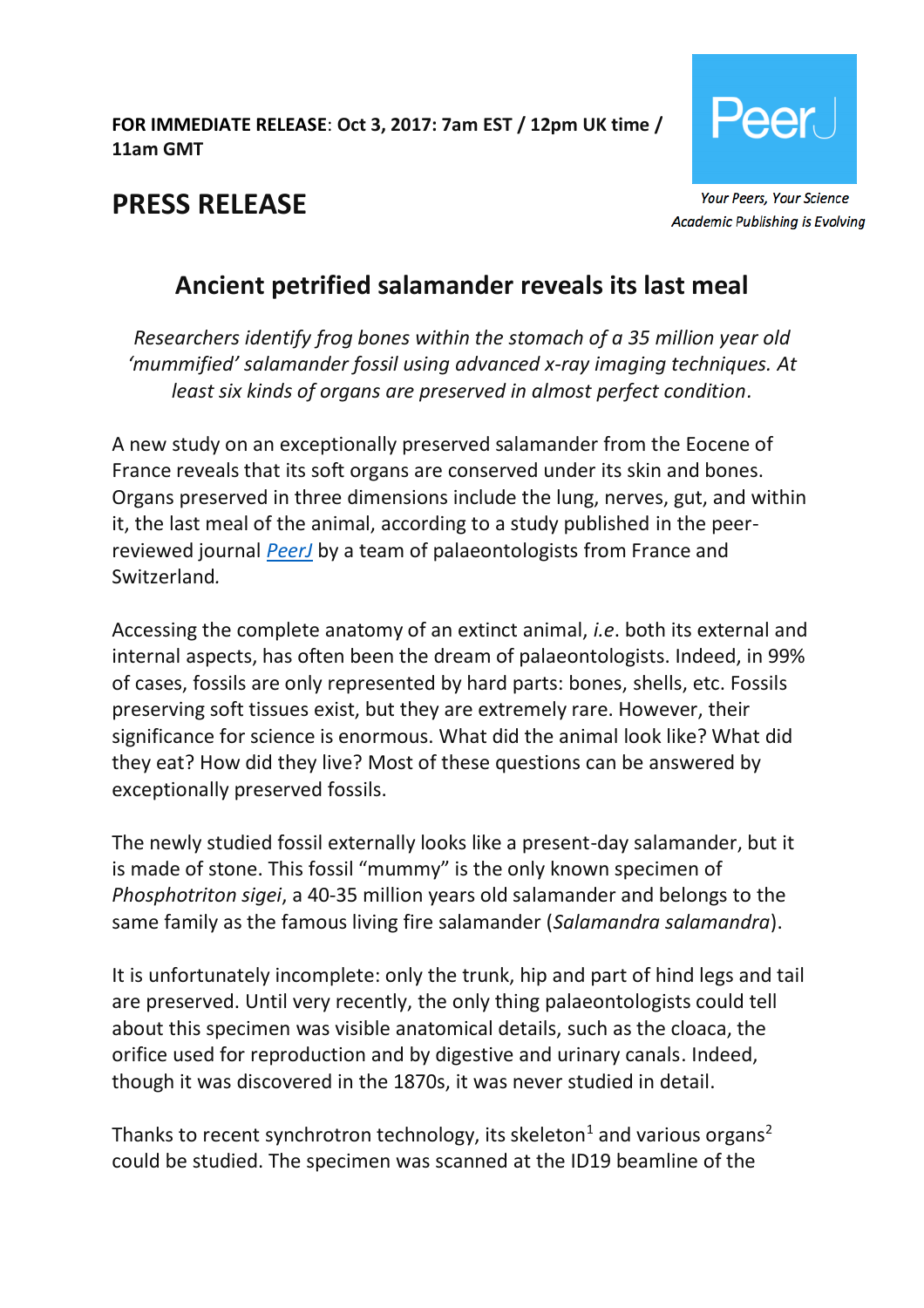**FOR IMMEDIATE RELEASE**: **Oct 3, 2017: 7am EST / 12pm UK time / 11am GMT**

PeerJ

*Your Peers, Your Science*
*Academic Publishing is Evolving*

# PRESS RELEASE

## Ancient petrified salamander reveals its last meal

*Researchers identify frog bones within the stomach of a 35 million year old 'mummified' salamander fossil using advanced x-ray imaging techniques. At least six kinds of organs are preserved in almost perfect condition.*

A new study on an exceptionally preserved salamander from the Eocene of France reveals that its soft organs are conserved under its skin and bones. Organs preserved in three dimensions include the lung, nerves, gut, and within it, the last meal of the animal, according to a study published in the peer-reviewed journal *PeerJ* by a team of palaeontologists from France and Switzerland.

Accessing the complete anatomy of an extinct animal, *i.e*. both its external and internal aspects, has often been the dream of palaeontologists. Indeed, in 99% of cases, fossils are only represented by hard parts: bones, shells, etc. Fossils preserving soft tissues exist, but they are extremely rare. However, their significance for science is enormous. What did the animal look like? What did they eat? How did they live? Most of these questions can be answered by exceptionally preserved fossils.

The newly studied fossil externally looks like a present-day salamander, but it is made of stone. This fossil "mummy" is the only known specimen of *Phosphotriton sigei*, a 40-35 million years old salamander and belongs to the same family as the famous living fire salamander (*Salamandra salamandra*).

It is unfortunately incomplete: only the trunk, hip and part of hind legs and tail are preserved. Until very recently, the only thing palaeontologists could tell about this specimen was visible anatomical details, such as the cloaca, the orifice used for reproduction and by digestive and urinary canals. Indeed, though it was discovered in the 1870s, it was never studied in detail.

Thanks to recent synchrotron technology, its skeleton[1] and various organs[2] could be studied. The specimen was scanned at the ID19 beamline of the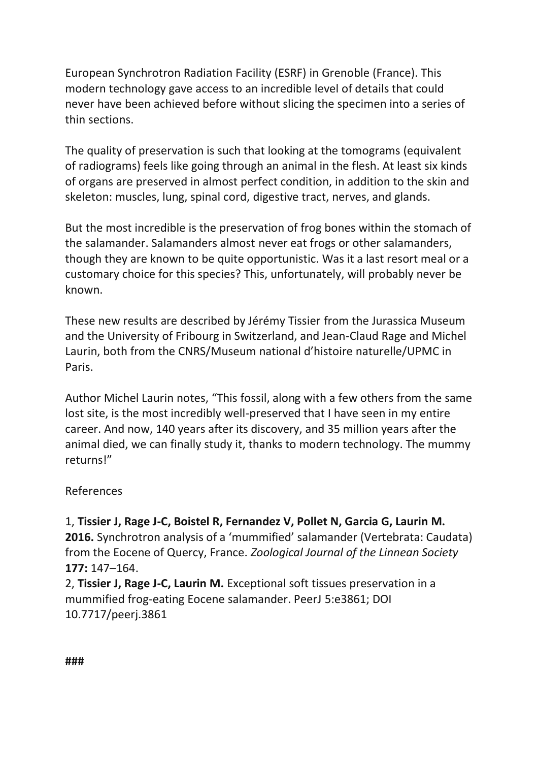European Synchrotron Radiation Facility (ESRF) in Grenoble (France). This modern technology gave access to an incredible level of details that could never have been achieved before without slicing the specimen into a series of thin sections.

The quality of preservation is such that looking at the tomograms (equivalent of radiograms) feels like going through an animal in the flesh. At least six kinds of organs are preserved in almost perfect condition, in addition to the skin and skeleton: muscles, lung, spinal cord, digestive tract, nerves, and glands.

But the most incredible is the preservation of frog bones within the stomach of the salamander. Salamanders almost never eat frogs or other salamanders, though they are known to be quite opportunistic. Was it a last resort meal or a customary choice for this species? This, unfortunately, will probably never be known.

These new results are described by Jérémy Tissier from the Jurassica Museum and the University of Fribourg in Switzerland, and Jean-Claud Rage and Michel Laurin, both from the CNRS/Museum national d'histoire naturelle/UPMC in Paris.

Author Michel Laurin notes, "This fossil, along with a few others from the same lost site, is the most incredibly well-preserved that I have seen in my entire career. And now, 140 years after its discovery, and 35 million years after the animal died, we can finally study it, thanks to modern technology. The mummy returns!"

References

1, **Tissier J, Rage J-C, Boistel R, Fernandez V, Pollet N, Garcia G, Laurin M. 2016.** Synchrotron analysis of a 'mummified' salamander (Vertebrata: Caudata) from the Eocene of Quercy, France. *Zoological Journal of the Linnean Society* **177:** 147–164.
2, **Tissier J, Rage J-C, Laurin M.** Exceptional soft tissues preservation in a mummified frog-eating Eocene salamander. PeerJ 5:e3861; DOI 10.7717/peerj.3861

**###**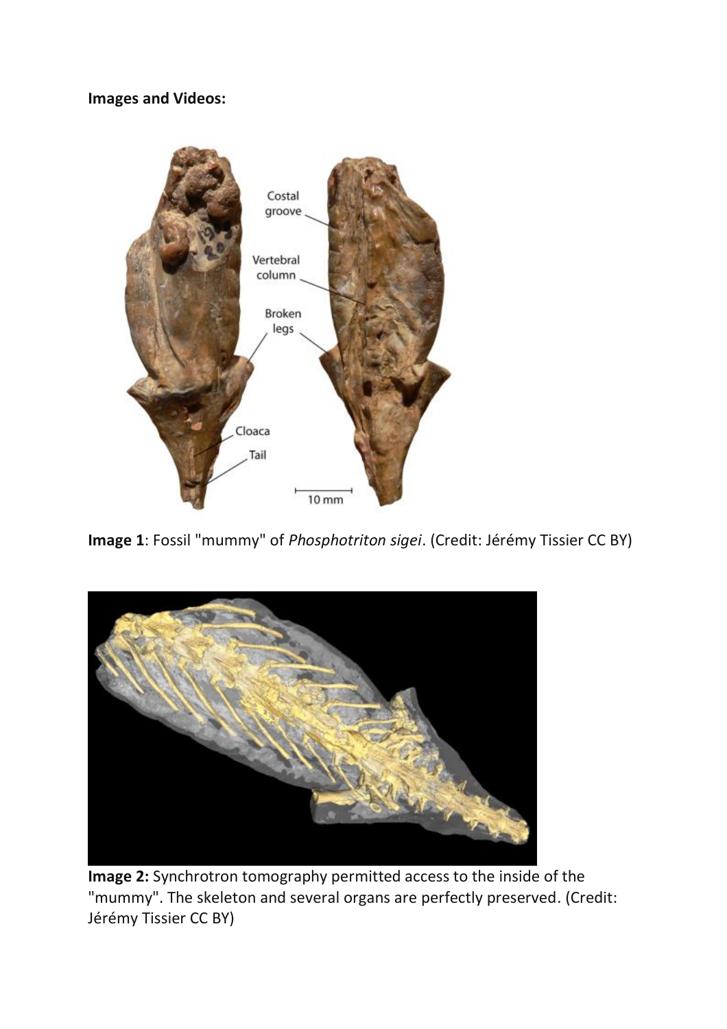**Images and Videos:**

**Image 1**: Fossil "mummy" of *Phosphotriton sigei*. (Credit: Jérémy Tissier CC BY)

**Image 2:** Synchrotron tomography permitted access to the inside of the "mummy". The skeleton and several organs are perfectly preserved. (Credit: Jérémy Tissier CC BY)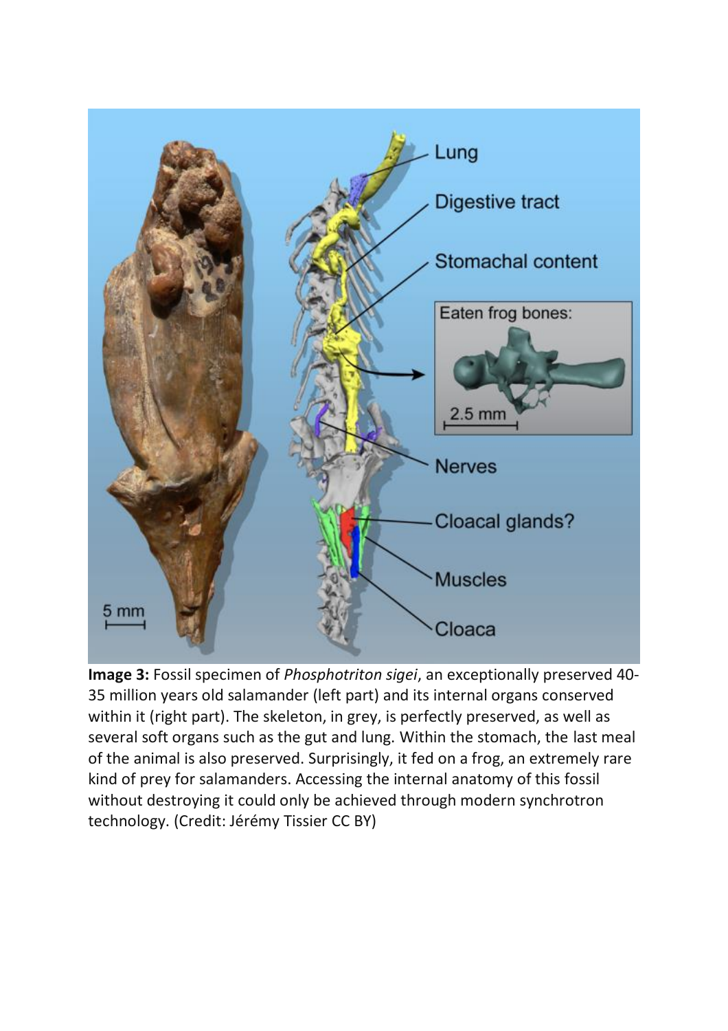**Image 3:** Fossil specimen of *Phosphotriton sigei*, an exceptionally preserved 40-35 million years old salamander (left part) and its internal organs conserved within it (right part). The skeleton, in grey, is perfectly preserved, as well as several soft organs such as the gut and lung. Within the stomach, the last meal of the animal is also preserved. Surprisingly, it fed on a frog, an extremely rare kind of prey for salamanders. Accessing the internal anatomy of this fossil without destroying it could only be achieved through modern synchrotron technology. (Credit: Jérémy Tissier CC BY)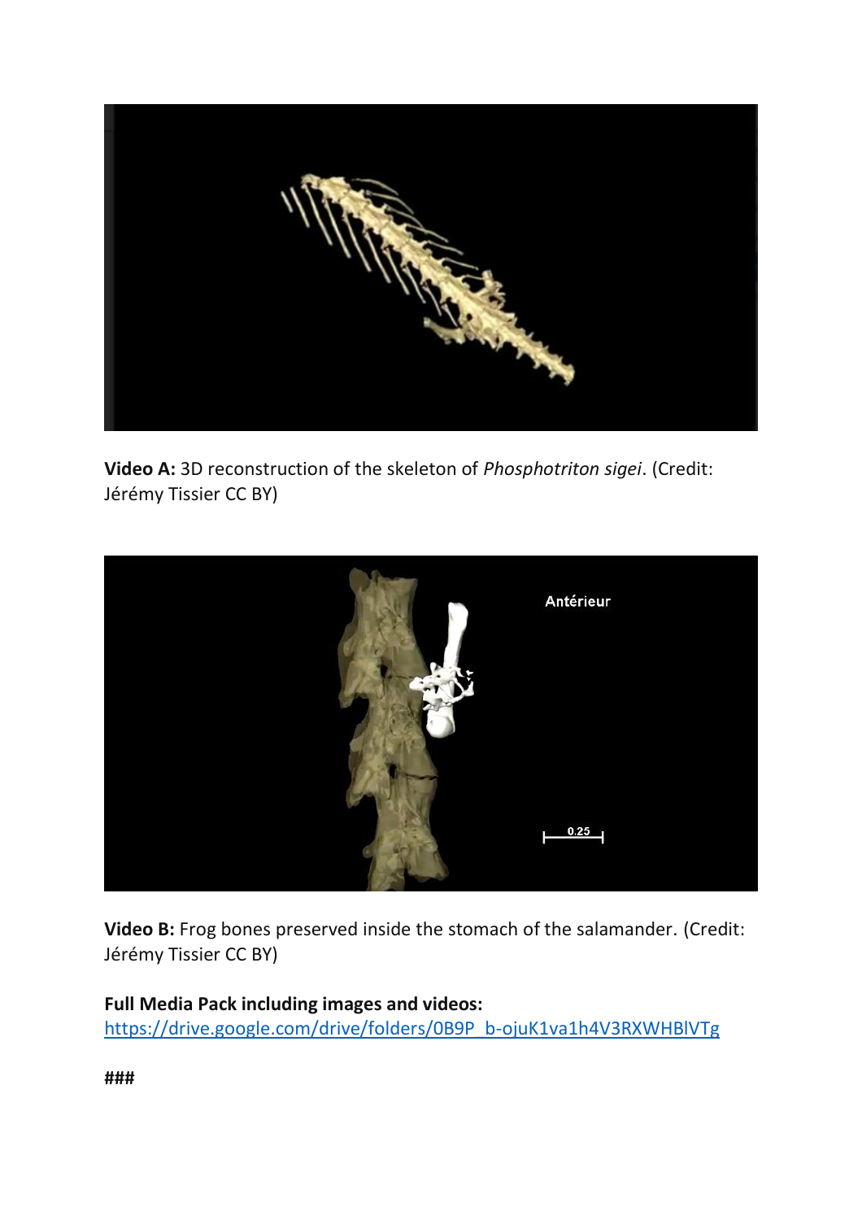**Video A:** 3D reconstruction of the skeleton of *Phosphotriton sigei*. (Credit: Jérémy Tissier CC BY)

**Video B:** Frog bones preserved inside the stomach of the salamander. (Credit: Jérémy Tissier CC BY)

**Full Media Pack including images and videos:**
https://drive.google.com/drive/folders/0B9P_b-ojuK1va1h4V3RXWHBlVTg

###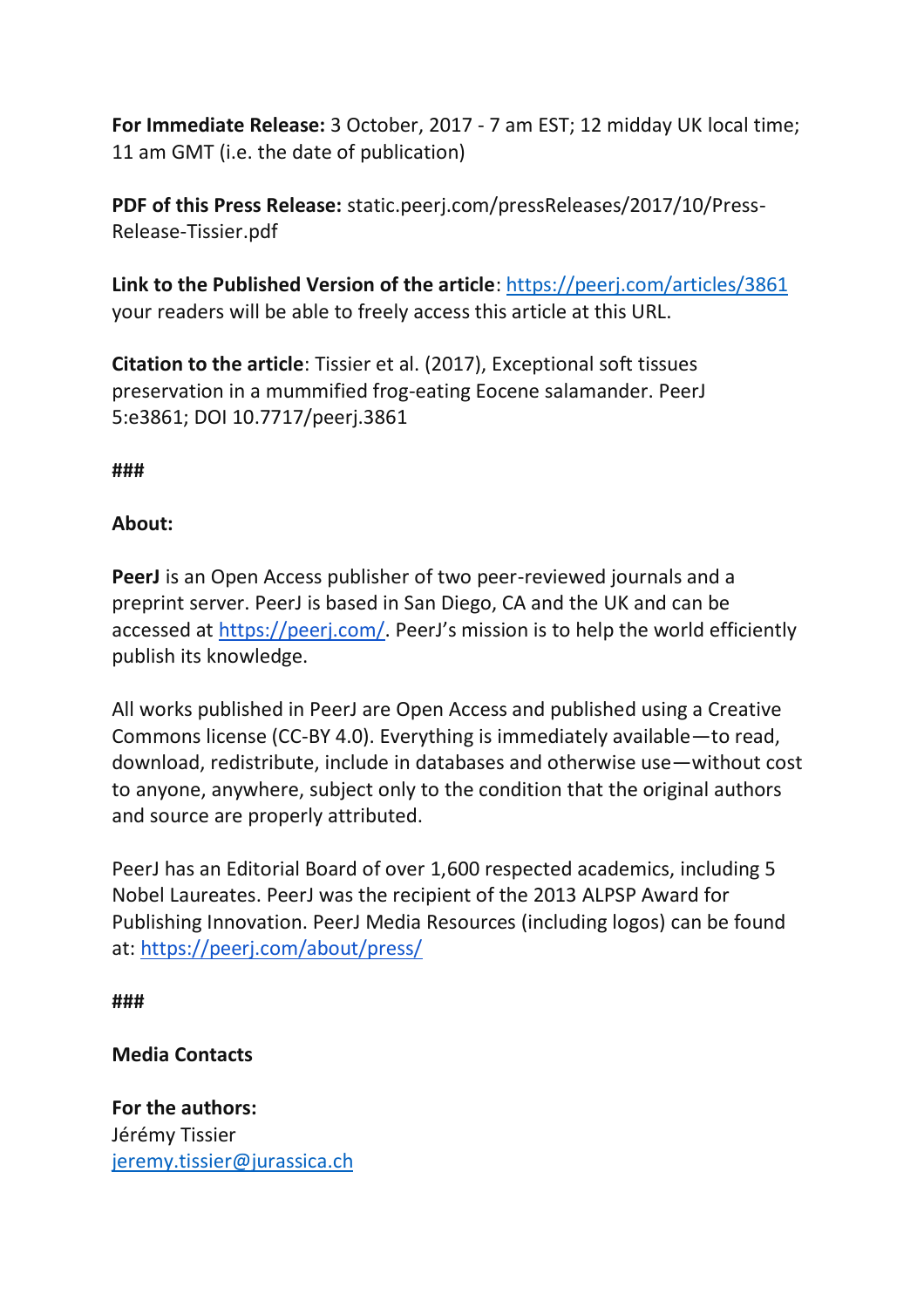**For Immediate Release:** 3 October, 2017 - 7 am EST; 12 midday UK local time; 11 am GMT (i.e. the date of publication)

**PDF of this Press Release:** static.peerj.com/pressReleases/2017/10/Press-Release-Tissier.pdf

**Link to the Published Version of the article**: https://peerj.com/articles/3861 your readers will be able to freely access this article at this URL.

**Citation to the article**: Tissier et al. (2017), Exceptional soft tissues preservation in a mummified frog-eating Eocene salamander. PeerJ 5:e3861; DOI 10.7717/peerj.3861

###

**About:**

**PeerJ** is an Open Access publisher of two peer-reviewed journals and a preprint server. PeerJ is based in San Diego, CA and the UK and can be accessed at https://peerj.com/. PeerJ's mission is to help the world efficiently publish its knowledge.

All works published in PeerJ are Open Access and published using a Creative Commons license (CC-BY 4.0). Everything is immediately available—to read, download, redistribute, include in databases and otherwise use—without cost to anyone, anywhere, subject only to the condition that the original authors and source are properly attributed.

PeerJ has an Editorial Board of over 1,600 respected academics, including 5 Nobel Laureates. PeerJ was the recipient of the 2013 ALPSP Award for Publishing Innovation. PeerJ Media Resources (including logos) can be found at: https://peerj.com/about/press/

###

**Media Contacts**

**For the authors:**
Jérémy Tissier
jeremy.tissier@jurassica.ch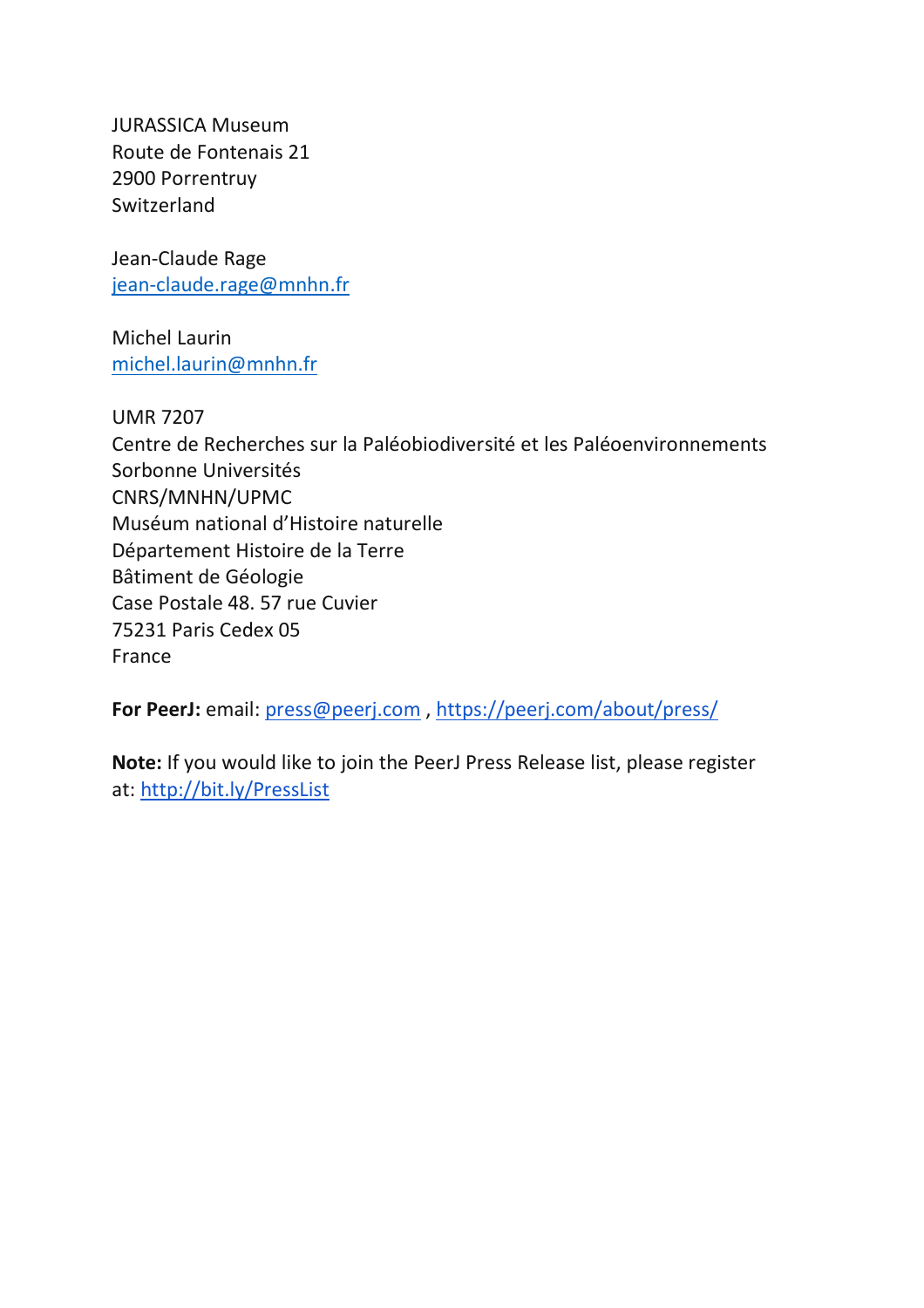JURASSICA Museum
Route de Fontenais 21
2900 Porrentruy
Switzerland

Jean-Claude Rage
jean-claude.rage@mnhn.fr

Michel Laurin
michel.laurin@mnhn.fr

UMR 7207
Centre de Recherches sur la Paléobiodiversité et les Paléoenvironnements
Sorbonne Universités
CNRS/MNHN/UPMC
Muséum national d'Histoire naturelle
Département Histoire de la Terre
Bâtiment de Géologie
Case Postale 48. 57 rue Cuvier
75231 Paris Cedex 05
France

**For PeerJ:** email: press@peerj.com , https://peerj.com/about/press/

**Note:** If you would like to join the PeerJ Press Release list, please register at: http://bit.ly/PressList